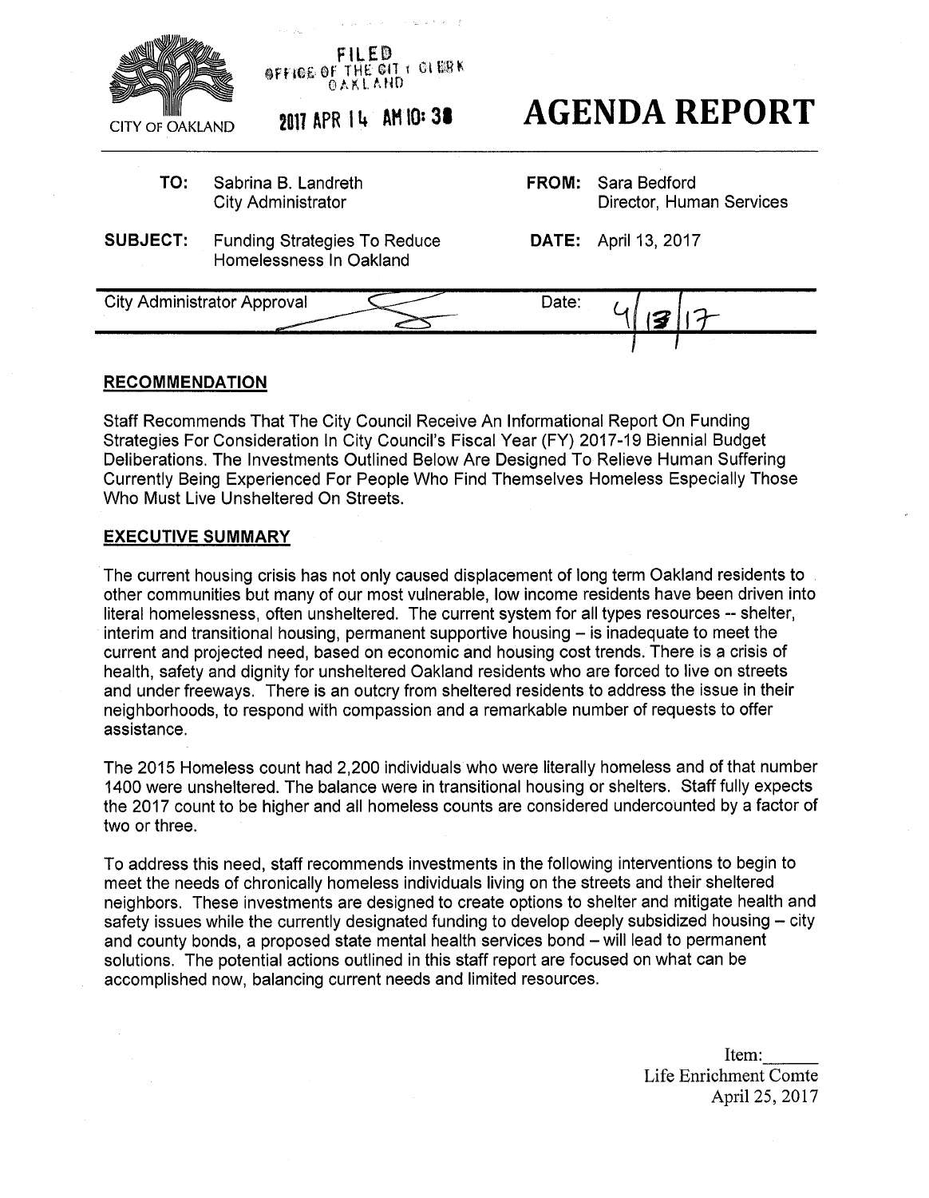FILED
OFFICE OF THE CITY CLERK
OAKLAND

2017 APR 14 AM 10:38

CITY OF OAKLAND

# AGENDA REPORT

| | | | |
|---|---|---|---|
| **TO:** | Sabrina B. Landreth<br>City Administrator | **FROM:** | Sara Bedford<br>Director, Human Services |
| **SUBJECT:** | Funding Strategies To Reduce Homelessness In Oakland | **DATE:** | April 13, 2017 |

| City Administrator Approval | Date: 4/13/17 |
|---|---|

## RECOMMENDATION

Staff Recommends That The City Council Receive An Informational Report On Funding Strategies For Consideration In City Council's Fiscal Year (FY) 2017-19 Biennial Budget Deliberations. The Investments Outlined Below Are Designed To Relieve Human Suffering Currently Being Experienced For People Who Find Themselves Homeless Especially Those Who Must Live Unsheltered On Streets.

## EXECUTIVE SUMMARY

The current housing crisis has not only caused displacement of long term Oakland residents to other communities but many of our most vulnerable, low income residents have been driven into literal homelessness, often unsheltered. The current system for all types resources -- shelter, interim and transitional housing, permanent supportive housing – is inadequate to meet the current and projected need, based on economic and housing cost trends. There is a crisis of health, safety and dignity for unsheltered Oakland residents who are forced to live on streets and under freeways. There is an outcry from sheltered residents to address the issue in their neighborhoods, to respond with compassion and a remarkable number of requests to offer assistance.

The 2015 Homeless count had 2,200 individuals who were literally homeless and of that number 1400 were unsheltered. The balance were in transitional housing or shelters. Staff fully expects the 2017 count to be higher and all homeless counts are considered undercounted by a factor of two or three.

To address this need, staff recommends investments in the following interventions to begin to meet the needs of chronically homeless individuals living on the streets and their sheltered neighbors. These investments are designed to create options to shelter and mitigate health and safety issues while the currently designated funding to develop deeply subsidized housing – city and county bonds, a proposed state mental health services bond – will lead to permanent solutions. The potential actions outlined in this staff report are focused on what can be accomplished now, balancing current needs and limited resources.

Item:______
Life Enrichment Comte
April 25, 2017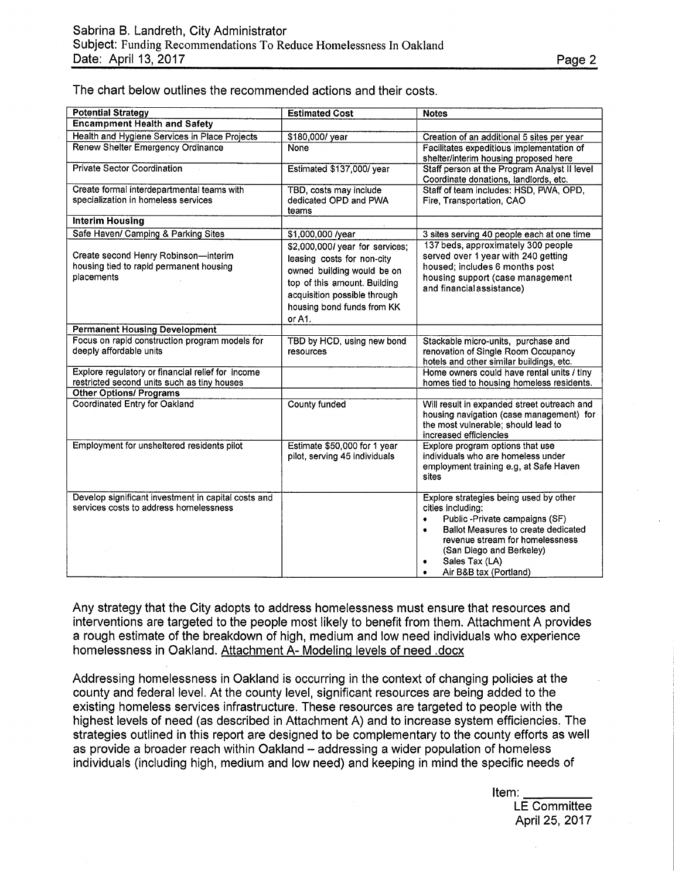The chart below outlines the recommended actions and their costs.

| Potential Strategy | Estimated Cost | Notes |
|---|---|---|
| **Encampment Health and Safety** | | |
| Health and Hygiene Services in Place Projects | $180,000/ year | Creation of an additional 5 sites per year |
| Renew Shelter Emergency Ordinance | None | Facilitates expeditious implementation of shelter/interim housing proposed here |
| Private Sector Coordination | Estimated $137,000/ year | Staff person at the Program Analyst II level Coordinate donations, landlords, etc. |
| Create formal interdepartmental teams with specialization in homeless services | TBD, costs may include dedicated OPD and PWA teams | Staff of team includes: HSD, PWA, OPD, Fire, Transportation, CAO |
| **Interim Housing** | | |
| Safe Haven/ Camping & Parking Sites | $1,000,000 /year | 3 sites serving 40 people each at one time |
| Create second Henry Robinson—interim housing tied to rapid permanent housing placements | $2,000,000/ year for services; leasing costs for non-city owned building would be on top of this amount. Building acquisition possible through housing bond funds from KK or A1. | 137 beds, approximately 300 people served over 1 year with 240 getting housed; includes 6 months post housing support (case management and financial assistance) |
| **Permanent Housing Development** | | |
| Focus on rapid construction program models for deeply affordable units | TBD by HCD, using new bond resources | Stackable micro-units, purchase and renovation of Single Room Occupancy hotels and other similar buildings, etc. |
| Explore regulatory or financial relief for income restricted second units such as tiny houses | | Home owners could have rental units / tiny homes tied to housing homeless residents. |
| **Other Options/ Programs** | | |
| Coordinated Entry for Oakland | County funded | Will result in expanded street outreach and housing navigation (case management) for the most vulnerable; should lead to increased efficiencies |
| Employment for unsheltered residents pilot | Estimate $50,000 for 1 year pilot, serving 45 individuals | Explore program options that use individuals who are homeless under employment training e.g, at Safe Haven sites |
| Develop significant investment in capital costs and services costs to address homelessness | | Explore strategies being used by other cities including:<br>• Public -Private campaigns (SF)<br>• Ballot Measures to create dedicated revenue stream for homelessness (San Diego and Berkeley)<br>• Sales Tax (LA)<br>• Air B&B tax (Portland) |

Any strategy that the City adopts to address homelessness must ensure that resources and interventions are targeted to the people most likely to benefit from them. Attachment A provides a rough estimate of the breakdown of high, medium and low need individuals who experience homelessness in Oakland. Attachment A- Modeling levels of need .docx

Addressing homelessness in Oakland is occurring in the context of changing policies at the county and federal level. At the county level, significant resources are being added to the existing homeless services infrastructure. These resources are targeted to people with the highest levels of need (as described in Attachment A) and to increase system efficiencies. The strategies outlined in this report are designed to be complementary to the county efforts as well as provide a broader reach within Oakland – addressing a wider population of homeless individuals (including high, medium and low need) and keeping in mind the specific needs of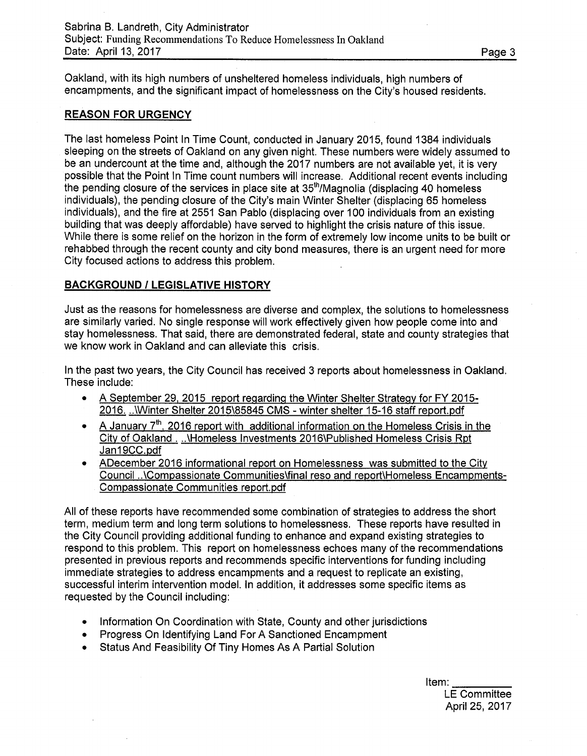Oakland, with its high numbers of unsheltered homeless individuals, high numbers of encampments, and the significant impact of homelessness on the City's housed residents.

## REASON FOR URGENCY

The last homeless Point In Time Count, conducted in January 2015, found 1384 individuals sleeping on the streets of Oakland on any given night. These numbers were widely assumed to be an undercount at the time and, although the 2017 numbers are not available yet, it is very possible that the Point In Time count numbers will increase. Additional recent events including the pending closure of the services in place site at 35th/Magnolia (displacing 40 homeless individuals), the pending closure of the City's main Winter Shelter (displacing 65 homeless individuals), and the fire at 2551 San Pablo (displacing over 100 individuals from an existing building that was deeply affordable) have served to highlight the crisis nature of this issue. While there is some relief on the horizon in the form of extremely low income units to be built or rehabbed through the recent county and city bond measures, there is an urgent need for more City focused actions to address this problem.

## BACKGROUND / LEGISLATIVE HISTORY

Just as the reasons for homelessness are diverse and complex, the solutions to homelessness are similarly varied. No single response will work effectively given how people come into and stay homelessness. That said, there are demonstrated federal, state and county strategies that we know work in Oakland and can alleviate this crisis.

In the past two years, the City Council has received 3 reports about homelessness in Oakland. These include:

- A September 29, 2015 report regarding the Winter Shelter Strategy for FY 2015-2016. ..\Winter Shelter 2015\85845 CMS - winter shelter 15-16 staff report.pdf
- A January 7th, 2016 report with additional information on the Homeless Crisis in the City of Oakland . ..\Homeless Investments 2016\Published Homeless Crisis Rpt Jan19CC.pdf
- ADecember 2016 informational report on Homelessness was submitted to the City Council ..\Compassionate Communities\final reso and report\Homeless Encampments-Compassionate Communities report.pdf

All of these reports have recommended some combination of strategies to address the short term, medium term and long term solutions to homelessness. These reports have resulted in the City Council providing additional funding to enhance and expand existing strategies to respond to this problem. This report on homelessness echoes many of the recommendations presented in previous reports and recommends specific interventions for funding including immediate strategies to address encampments and a request to replicate an existing, successful interim intervention model. In addition, it addresses some specific items as requested by the Council including:

- Information On Coordination with State, County and other jurisdictions
- Progress On Identifying Land For A Sanctioned Encampment
- Status And Feasibility Of Tiny Homes As A Partial Solution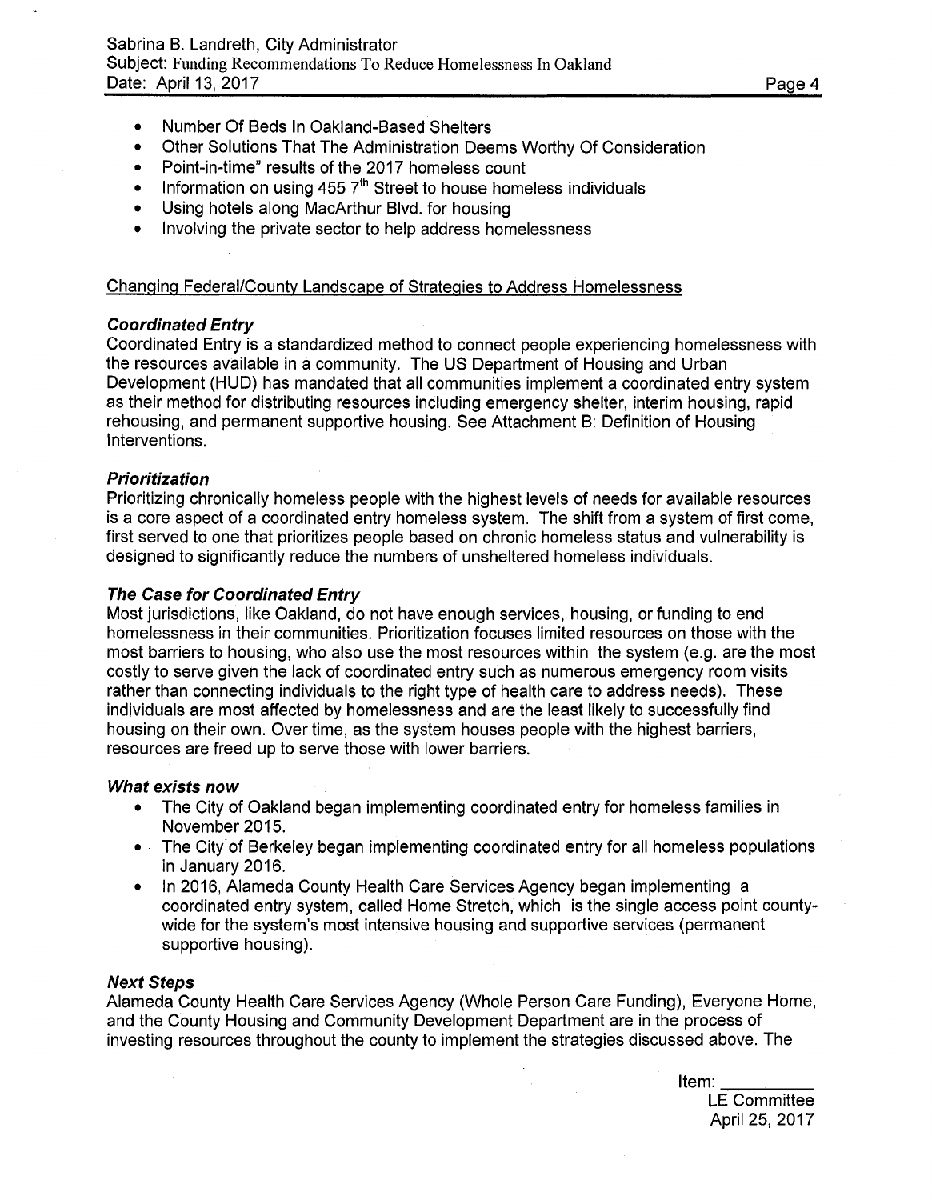- Number Of Beds In Oakland-Based Shelters
- Other Solutions That The Administration Deems Worthy Of Consideration
- Point-in-time" results of the 2017 homeless count
- Information on using 455 7th Street to house homeless individuals
- Using hotels along MacArthur Blvd. for housing
- Involving the private sector to help address homelessness

## Changing Federal/County Landscape of Strategies to Address Homelessness

### *Coordinated Entry*

Coordinated Entry is a standardized method to connect people experiencing homelessness with the resources available in a community. The US Department of Housing and Urban Development (HUD) has mandated that all communities implement a coordinated entry system as their method for distributing resources including emergency shelter, interim housing, rapid rehousing, and permanent supportive housing. See Attachment B: Definition of Housing Interventions.

### *Prioritization*

Prioritizing chronically homeless people with the highest levels of needs for available resources is a core aspect of a coordinated entry homeless system. The shift from a system of first come, first served to one that prioritizes people based on chronic homeless status and vulnerability is designed to significantly reduce the numbers of unsheltered homeless individuals.

### *The Case for Coordinated Entry*

Most jurisdictions, like Oakland, do not have enough services, housing, or funding to end homelessness in their communities. Prioritization focuses limited resources on those with the most barriers to housing, who also use the most resources within the system (e.g. are the most costly to serve given the lack of coordinated entry such as numerous emergency room visits rather than connecting individuals to the right type of health care to address needs). These individuals are most affected by homelessness and are the least likely to successfully find housing on their own. Over time, as the system houses people with the highest barriers, resources are freed up to serve those with lower barriers.

### *What exists now*

- The City of Oakland began implementing coordinated entry for homeless families in November 2015.
- The City of Berkeley began implementing coordinated entry for all homeless populations in January 2016.
- In 2016, Alameda County Health Care Services Agency began implementing a coordinated entry system, called Home Stretch, which is the single access point county-wide for the system's most intensive housing and supportive services (permanent supportive housing).

### *Next Steps*

Alameda County Health Care Services Agency (Whole Person Care Funding), Everyone Home, and the County Housing and Community Development Department are in the process of investing resources throughout the county to implement the strategies discussed above. The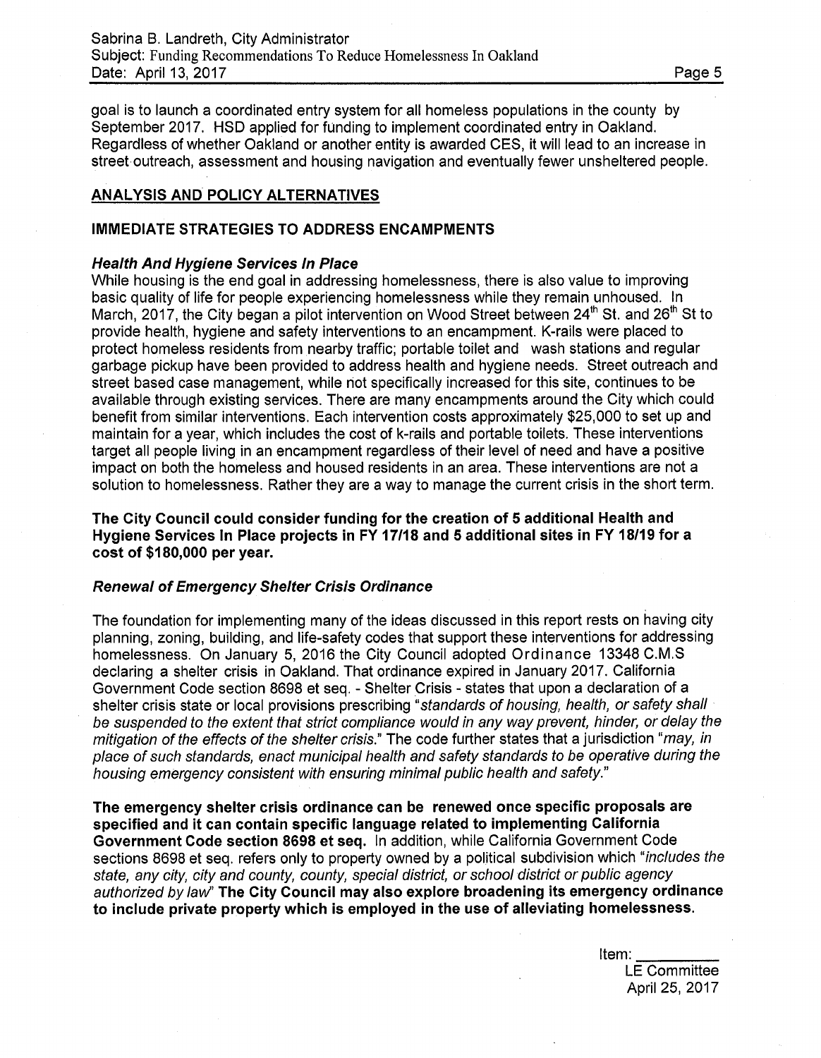goal is to launch a coordinated entry system for all homeless populations in the county by September 2017. HSD applied for funding to implement coordinated entry in Oakland. Regardless of whether Oakland or another entity is awarded CES, it will lead to an increase in street outreach, assessment and housing navigation and eventually fewer unsheltered people.

## ANALYSIS AND POLICY ALTERNATIVES

### IMMEDIATE STRATEGIES TO ADDRESS ENCAMPMENTS

#### *Health And Hygiene Services In Place*

While housing is the end goal in addressing homelessness, there is also value to improving basic quality of life for people experiencing homelessness while they remain unhoused. In March, 2017, the City began a pilot intervention on Wood Street between 24th St. and 26th St to provide health, hygiene and safety interventions to an encampment. K-rails were placed to protect homeless residents from nearby traffic; portable toilet and wash stations and regular garbage pickup have been provided to address health and hygiene needs. Street outreach and street based case management, while not specifically increased for this site, continues to be available through existing services. There are many encampments around the City which could benefit from similar interventions. Each intervention costs approximately $25,000 to set up and maintain for a year, which includes the cost of k-rails and portable toilets. These interventions target all people living in an encampment regardless of their level of need and have a positive impact on both the homeless and housed residents in an area. These interventions are not a solution to homelessness. Rather they are a way to manage the current crisis in the short term.

**The City Council could consider funding for the creation of 5 additional Health and Hygiene Services In Place projects in FY 17/18 and 5 additional sites in FY 18/19 for a cost of $180,000 per year.**

#### *Renewal of Emergency Shelter Crisis Ordinance*

The foundation for implementing many of the ideas discussed in this report rests on having city planning, zoning, building, and life-safety codes that support these interventions for addressing homelessness. On January 5, 2016 the City Council adopted Ordinance 13348 C.M.S declaring a shelter crisis in Oakland. That ordinance expired in January 2017. California Government Code section 8698 et seq. - Shelter Crisis - states that upon a declaration of a shelter crisis state or local provisions prescribing "*standards of housing, health, or safety shall be suspended to the extent that strict compliance would in any way prevent, hinder, or delay the mitigation of the effects of the shelter crisis.*" The code further states that a jurisdiction "*may, in place of such standards, enact municipal health and safety standards to be operative during the housing emergency consistent with ensuring minimal public health and safety.*"

**The emergency shelter crisis ordinance can be renewed once specific proposals are specified and it can contain specific language related to implementing California Government Code section 8698 et seq.** In addition, while California Government Code sections 8698 et seq. refers only to property owned by a political subdivision which "*includes the state, any city, city and county, county, special district, or school district or public agency authorized by law*" **The City Council may also explore broadening its emergency ordinance to include private property which is employed in the use of alleviating homelessness.**

Item: \_\_\_\_\_\_\_\_\_
LE Committee
April 25, 2017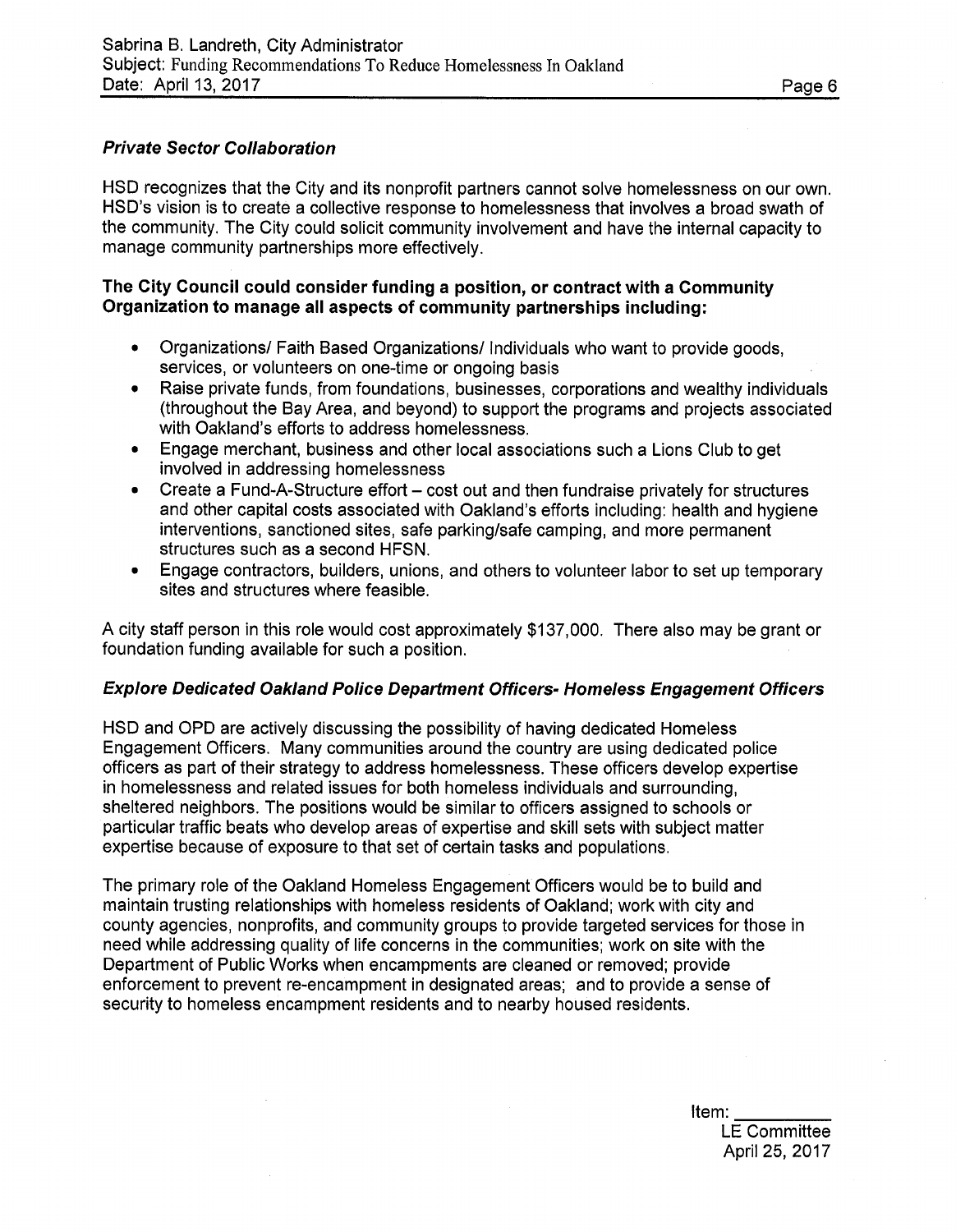### *Private Sector Collaboration*

HSD recognizes that the City and its nonprofit partners cannot solve homelessness on our own. HSD's vision is to create a collective response to homelessness that involves a broad swath of the community. The City could solicit community involvement and have the internal capacity to manage community partnerships more effectively.

**The City Council could consider funding a position, or contract with a Community Organization to manage all aspects of community partnerships including:**

- Organizations/ Faith Based Organizations/ Individuals who want to provide goods, services, or volunteers on one-time or ongoing basis
- Raise private funds, from foundations, businesses, corporations and wealthy individuals (throughout the Bay Area, and beyond) to support the programs and projects associated with Oakland's efforts to address homelessness.
- Engage merchant, business and other local associations such a Lions Club to get involved in addressing homelessness
- Create a Fund-A-Structure effort – cost out and then fundraise privately for structures and other capital costs associated with Oakland's efforts including: health and hygiene interventions, sanctioned sites, safe parking/safe camping, and more permanent structures such as a second HFSN.
- Engage contractors, builders, unions, and others to volunteer labor to set up temporary sites and structures where feasible.

A city staff person in this role would cost approximately $137,000. There also may be grant or foundation funding available for such a position.

### *Explore Dedicated Oakland Police Department Officers- Homeless Engagement Officers*

HSD and OPD are actively discussing the possibility of having dedicated Homeless Engagement Officers. Many communities around the country are using dedicated police officers as part of their strategy to address homelessness. These officers develop expertise in homelessness and related issues for both homeless individuals and surrounding, sheltered neighbors. The positions would be similar to officers assigned to schools or particular traffic beats who develop areas of expertise and skill sets with subject matter expertise because of exposure to that set of certain tasks and populations.

The primary role of the Oakland Homeless Engagement Officers would be to build and maintain trusting relationships with homeless residents of Oakland; work with city and county agencies, nonprofits, and community groups to provide targeted services for those in need while addressing quality of life concerns in the communities; work on site with the Department of Public Works when encampments are cleaned or removed; provide enforcement to prevent re-encampment in designated areas; and to provide a sense of security to homeless encampment residents and to nearby housed residents.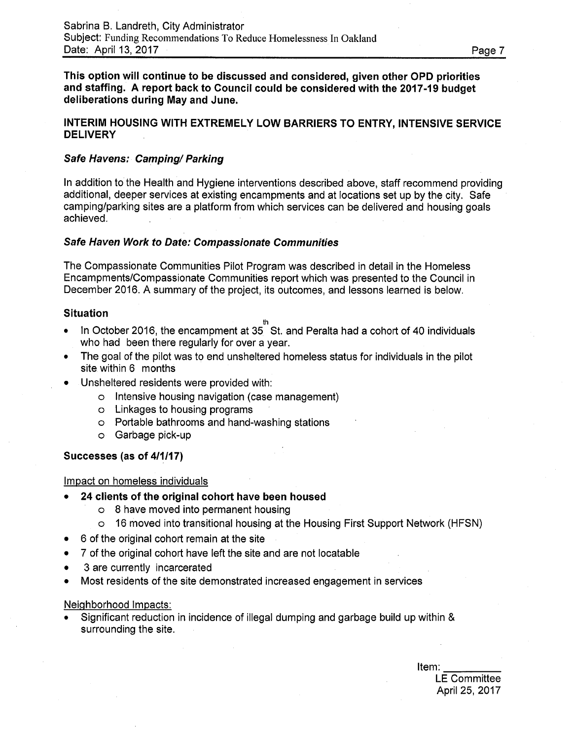**This option will continue to be discussed and considered, given other OPD priorities and staffing. A report back to Council could be considered with the 2017-19 budget deliberations during May and June.**

## INTERIM HOUSING WITH EXTREMELY LOW BARRIERS TO ENTRY, INTENSIVE SERVICE DELIVERY

### *Safe Havens: Camping/ Parking*

In addition to the Health and Hygiene interventions described above, staff recommend providing additional, deeper services at existing encampments and at locations set up by the city. Safe camping/parking sites are a platform from which services can be delivered and housing goals achieved.

### *Safe Haven Work to Date: Compassionate Communities*

The Compassionate Communities Pilot Program was described in detail in the Homeless Encampments/Compassionate Communities report which was presented to the Council in December 2016. A summary of the project, its outcomes, and lessons learned is below.

**Situation**

- In October 2016, the encampment at 35th St. and Peralta had a cohort of 40 individuals who had been there regularly for over a year.
- The goal of the pilot was to end unsheltered homeless status for individuals in the pilot site within 6 months
- Unsheltered residents were provided with:
  - Intensive housing navigation (case management)
  - Linkages to housing programs
  - Portable bathrooms and hand-washing stations
  - Garbage pick-up

**Successes (as of 4/1/17)**

Impact on homeless individuals

- **24 clients of the original cohort have been housed**
  - 8 have moved into permanent housing
  - 16 moved into transitional housing at the Housing First Support Network (HFSN)
- 6 of the original cohort remain at the site
- 7 of the original cohort have left the site and are not locatable
- 3 are currently incarcerated
- Most residents of the site demonstrated increased engagement in services

Neighborhood Impacts:

- Significant reduction in incidence of illegal dumping and garbage build up within & surrounding the site.

Item: __________
LE Committee
April 25, 2017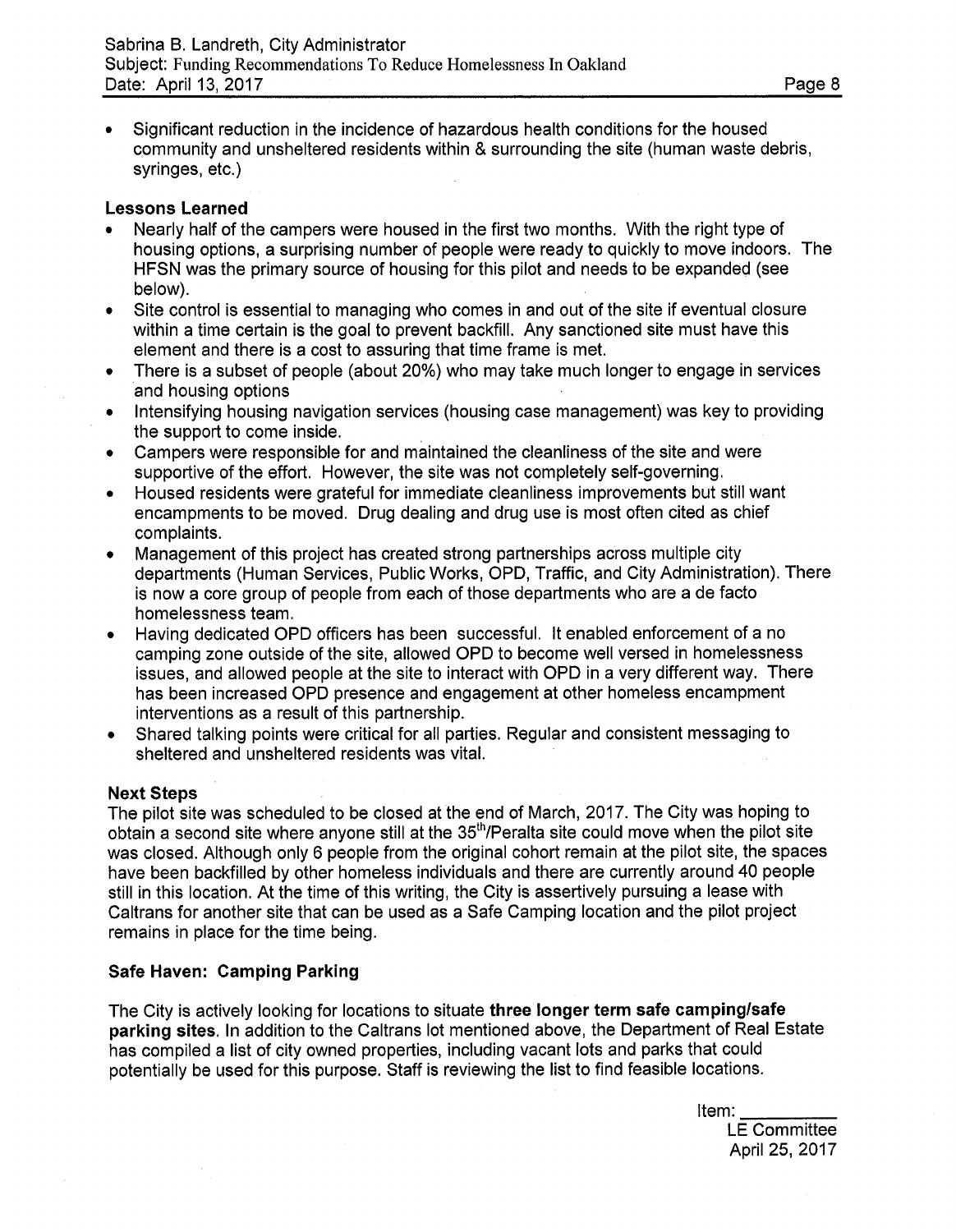- Significant reduction in the incidence of hazardous health conditions for the housed community and unsheltered residents within & surrounding the site (human waste debris, syringes, etc.)

**Lessons Learned**

- Nearly half of the campers were housed in the first two months. With the right type of housing options, a surprising number of people were ready to quickly to move indoors. The HFSN was the primary source of housing for this pilot and needs to be expanded (see below).
- Site control is essential to managing who comes in and out of the site if eventual closure within a time certain is the goal to prevent backfill. Any sanctioned site must have this element and there is a cost to assuring that time frame is met.
- There is a subset of people (about 20%) who may take much longer to engage in services and housing options
- Intensifying housing navigation services (housing case management) was key to providing the support to come inside.
- Campers were responsible for and maintained the cleanliness of the site and were supportive of the effort. However, the site was not completely self-governing.
- Housed residents were grateful for immediate cleanliness improvements but still want encampments to be moved. Drug dealing and drug use is most often cited as chief complaints.
- Management of this project has created strong partnerships across multiple city departments (Human Services, Public Works, OPD, Traffic, and City Administration). There is now a core group of people from each of those departments who are a de facto homelessness team.
- Having dedicated OPD officers has been successful. It enabled enforcement of a no camping zone outside of the site, allowed OPD to become well versed in homelessness issues, and allowed people at the site to interact with OPD in a very different way. There has been increased OPD presence and engagement at other homeless encampment interventions as a result of this partnership.
- Shared talking points were critical for all parties. Regular and consistent messaging to sheltered and unsheltered residents was vital.

**Next Steps**

The pilot site was scheduled to be closed at the end of March, 2017. The City was hoping to obtain a second site where anyone still at the 35th/Peralta site could move when the pilot site was closed. Although only 6 people from the original cohort remain at the pilot site, the spaces have been backfilled by other homeless individuals and there are currently around 40 people still in this location. At the time of this writing, the City is assertively pursuing a lease with Caltrans for another site that can be used as a Safe Camping location and the pilot project remains in place for the time being.

**Safe Haven: Camping Parking**

The City is actively looking for locations to situate **three longer term safe camping/safe parking sites**. In addition to the Caltrans lot mentioned above, the Department of Real Estate has compiled a list of city owned properties, including vacant lots and parks that could potentially be used for this purpose. Staff is reviewing the list to find feasible locations.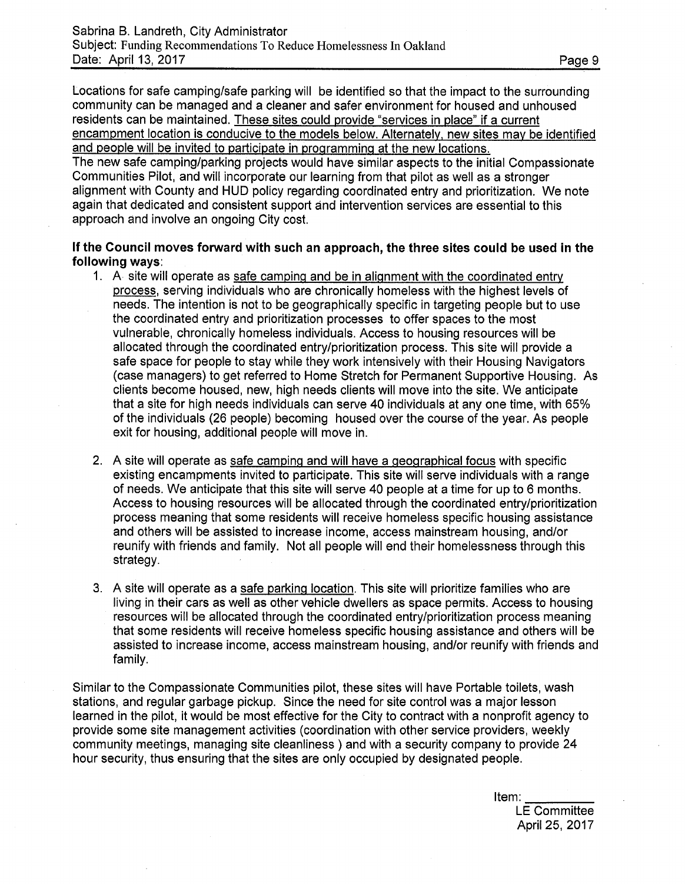Locations for safe camping/safe parking will be identified so that the impact to the surrounding community can be managed and a cleaner and safer environment for housed and unhoused residents can be maintained. <u>These sites could provide "services in place" if a current encampment location is conducive to the models below. Alternately, new sites may be identified and people will be invited to participate in programming at the new locations.</u>
The new safe camping/parking projects would have similar aspects to the initial Compassionate Communities Pilot, and will incorporate our learning from that pilot as well as a stronger alignment with County and HUD policy regarding coordinated entry and prioritization. We note again that dedicated and consistent support and intervention services are essential to this approach and involve an ongoing City cost.

**If the Council moves forward with such an approach, the three sites could be used in the following ways:**

1. A site will operate as <u>safe camping and be in alignment with the coordinated entry process</u>, serving individuals who are chronically homeless with the highest levels of needs. The intention is not to be geographically specific in targeting people but to use the coordinated entry and prioritization processes to offer spaces to the most vulnerable, chronically homeless individuals. Access to housing resources will be allocated through the coordinated entry/prioritization process. This site will provide a safe space for people to stay while they work intensively with their Housing Navigators (case managers) to get referred to Home Stretch for Permanent Supportive Housing. As clients become housed, new, high needs clients will move into the site. We anticipate that a site for high needs individuals can serve 40 individuals at any one time, with 65% of the individuals (26 people) becoming housed over the course of the year. As people exit for housing, additional people will move in.

2. A site will operate as <u>safe camping and will have a geographical focus</u> with specific existing encampments invited to participate. This site will serve individuals with a range of needs. We anticipate that this site will serve 40 people at a time for up to 6 months. Access to housing resources will be allocated through the coordinated entry/prioritization process meaning that some residents will receive homeless specific housing assistance and others will be assisted to increase income, access mainstream housing, and/or reunify with friends and family. Not all people will end their homelessness through this strategy.

3. A site will operate as a <u>safe parking location</u>. This site will prioritize families who are living in their cars as well as other vehicle dwellers as space permits. Access to housing resources will be allocated through the coordinated entry/prioritization process meaning that some residents will receive homeless specific housing assistance and others will be assisted to increase income, access mainstream housing, and/or reunify with friends and family.

Similar to the Compassionate Communities pilot, these sites will have Portable toilets, wash stations, and regular garbage pickup. Since the need for site control was a major lesson learned in the pilot, it would be most effective for the City to contract with a nonprofit agency to provide some site management activities (coordination with other service providers, weekly community meetings, managing site cleanliness ) and with a security company to provide 24 hour security, thus ensuring that the sites are only occupied by designated people.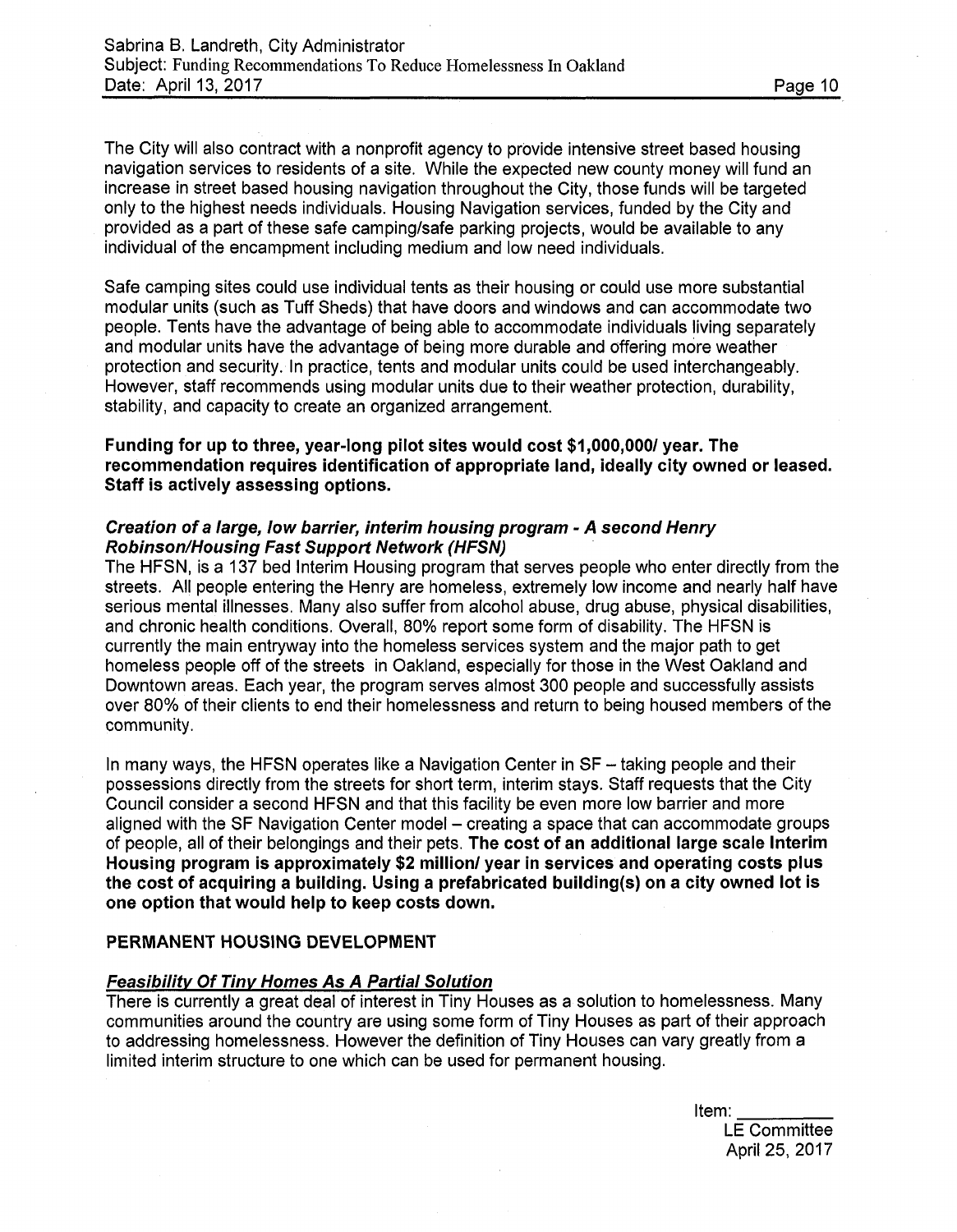The City will also contract with a nonprofit agency to provide intensive street based housing navigation services to residents of a site. While the expected new county money will fund an increase in street based housing navigation throughout the City, those funds will be targeted only to the highest needs individuals. Housing Navigation services, funded by the City and provided as a part of these safe camping/safe parking projects, would be available to any individual of the encampment including medium and low need individuals.

Safe camping sites could use individual tents as their housing or could use more substantial modular units (such as Tuff Sheds) that have doors and windows and can accommodate two people. Tents have the advantage of being able to accommodate individuals living separately and modular units have the advantage of being more durable and offering more weather protection and security. In practice, tents and modular units could be used interchangeably. However, staff recommends using modular units due to their weather protection, durability, stability, and capacity to create an organized arrangement.

**Funding for up to three, year-long pilot sites would cost $1,000,000/ year. The recommendation requires identification of appropriate land, ideally city owned or leased. Staff is actively assessing options.**

***Creation of a large, low barrier, interim housing program - A second Henry Robinson/Housing Fast Support Network (HFSN)***

The HFSN, is a 137 bed Interim Housing program that serves people who enter directly from the streets. All people entering the Henry are homeless, extremely low income and nearly half have serious mental illnesses. Many also suffer from alcohol abuse, drug abuse, physical disabilities, and chronic health conditions. Overall, 80% report some form of disability. The HFSN is currently the main entryway into the homeless services system and the major path to get homeless people off of the streets in Oakland, especially for those in the West Oakland and Downtown areas. Each year, the program serves almost 300 people and successfully assists over 80% of their clients to end their homelessness and return to being housed members of the community.

In many ways, the HFSN operates like a Navigation Center in SF – taking people and their possessions directly from the streets for short term, interim stays. Staff requests that the City Council consider a second HFSN and that this facility be even more low barrier and more aligned with the SF Navigation Center model – creating a space that can accommodate groups of people, all of their belongings and their pets. **The cost of an additional large scale Interim Housing program is approximately $2 million/ year in services and operating costs plus the cost of acquiring a building. Using a prefabricated building(s) on a city owned lot is one option that would help to keep costs down.**

**PERMANENT HOUSING DEVELOPMENT**

***Feasibility Of Tiny Homes As A Partial Solution***

There is currently a great deal of interest in Tiny Houses as a solution to homelessness. Many communities around the country are using some form of Tiny Houses as part of their approach to addressing homelessness. However the definition of Tiny Houses can vary greatly from a limited interim structure to one which can be used for permanent housing.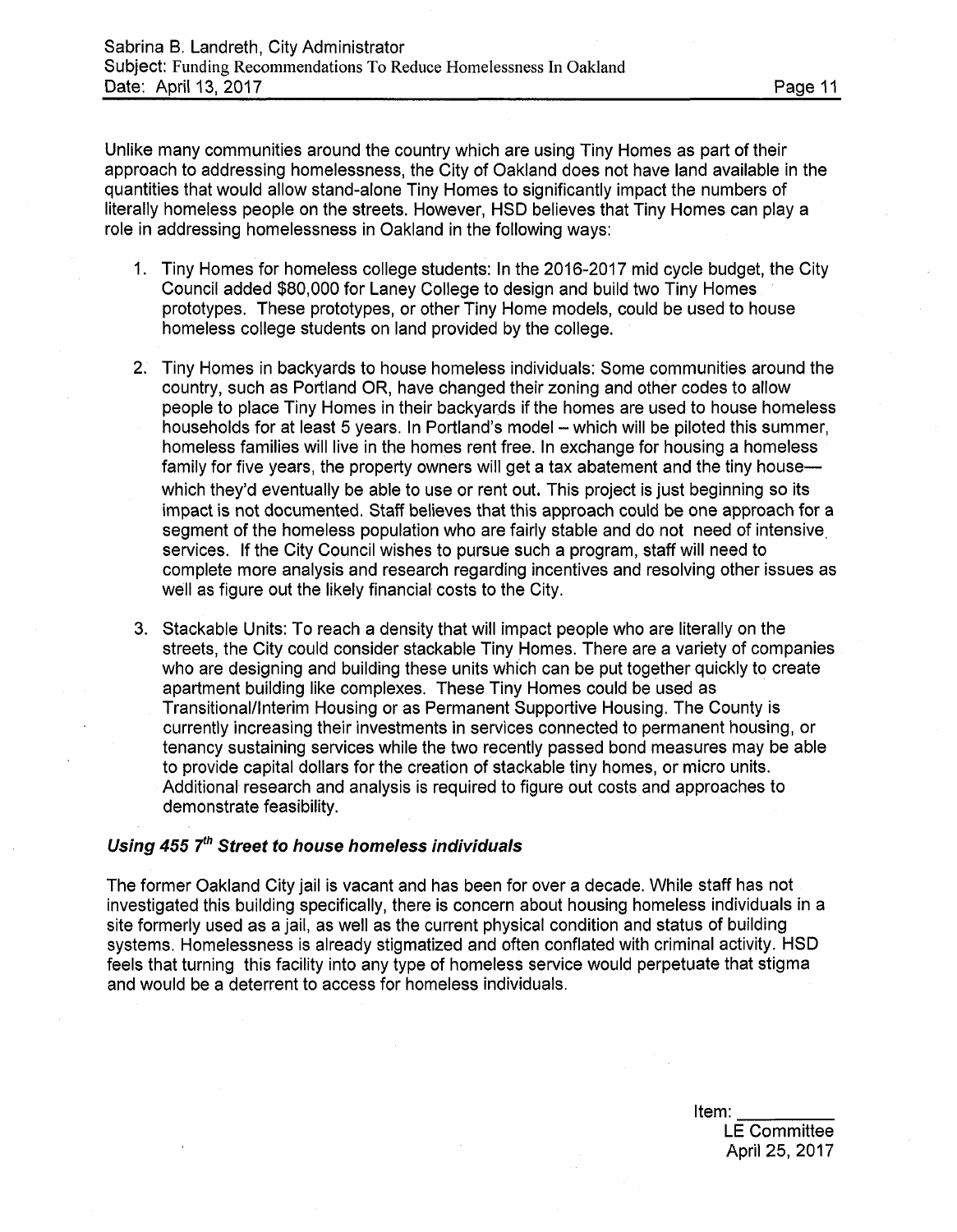Unlike many communities around the country which are using Tiny Homes as part of their approach to addressing homelessness, the City of Oakland does not have land available in the quantities that would allow stand-alone Tiny Homes to significantly impact the numbers of literally homeless people on the streets. However, HSD believes that Tiny Homes can play a role in addressing homelessness in Oakland in the following ways:

1. Tiny Homes for homeless college students: In the 2016-2017 mid cycle budget, the City Council added $80,000 for Laney College to design and build two Tiny Homes prototypes. These prototypes, or other Tiny Home models, could be used to house homeless college students on land provided by the college.

2. Tiny Homes in backyards to house homeless individuals: Some communities around the country, such as Portland OR, have changed their zoning and other codes to allow people to place Tiny Homes in their backyards if the homes are used to house homeless households for at least 5 years. In Portland's model – which will be piloted this summer, homeless families will live in the homes rent free. In exchange for housing a homeless family for five years, the property owners will get a tax abatement and the tiny house—which they'd eventually be able to use or rent out. This project is just beginning so its impact is not documented. Staff believes that this approach could be one approach for a segment of the homeless population who are fairly stable and do not need of intensive services. If the City Council wishes to pursue such a program, staff will need to complete more analysis and research regarding incentives and resolving other issues as well as figure out the likely financial costs to the City.

3. Stackable Units: To reach a density that will impact people who are literally on the streets, the City could consider stackable Tiny Homes. There are a variety of companies who are designing and building these units which can be put together quickly to create apartment building like complexes. These Tiny Homes could be used as Transitional/Interim Housing or as Permanent Supportive Housing. The County is currently increasing their investments in services connected to permanent housing, or tenancy sustaining services while the two recently passed bond measures may be able to provide capital dollars for the creation of stackable tiny homes, or micro units. Additional research and analysis is required to figure out costs and approaches to demonstrate feasibility.

### *Using 455 7th Street to house homeless individuals*

The former Oakland City jail is vacant and has been for over a decade. While staff has not investigated this building specifically, there is concern about housing homeless individuals in a site formerly used as a jail, as well as the current physical condition and status of building systems. Homelessness is already stigmatized and often conflated with criminal activity. HSD feels that turning this facility into any type of homeless service would perpetuate that stigma and would be a deterrent to access for homeless individuals.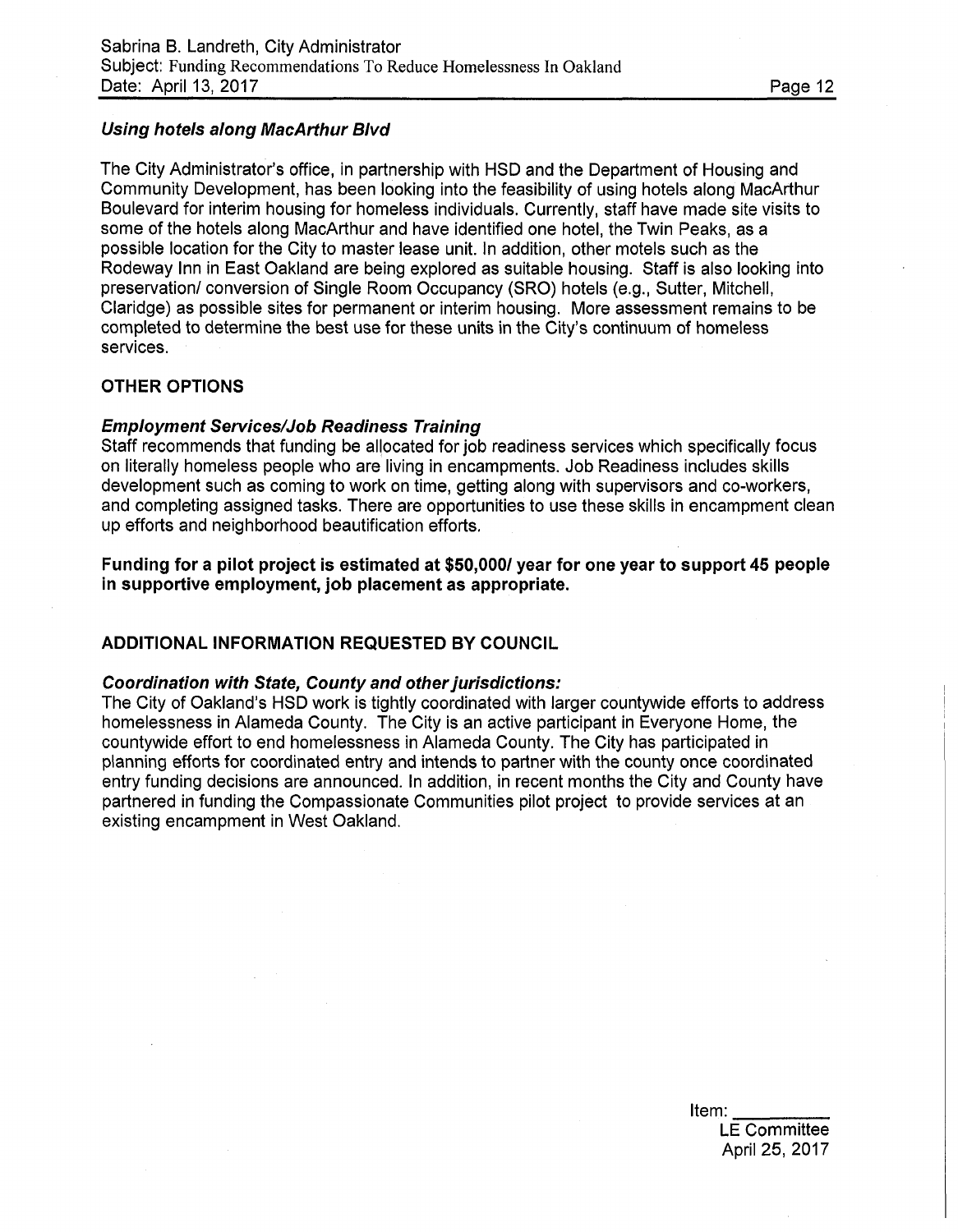### *Using hotels along MacArthur Blvd*

The City Administrator's office, in partnership with HSD and the Department of Housing and Community Development, has been looking into the feasibility of using hotels along MacArthur Boulevard for interim housing for homeless individuals. Currently, staff have made site visits to some of the hotels along MacArthur and have identified one hotel, the Twin Peaks, as a possible location for the City to master lease unit. In addition, other motels such as the Rodeway Inn in East Oakland are being explored as suitable housing. Staff is also looking into preservation/ conversion of Single Room Occupancy (SRO) hotels (e.g., Sutter, Mitchell, Claridge) as possible sites for permanent or interim housing. More assessment remains to be completed to determine the best use for these units in the City's continuum of homeless services.

## OTHER OPTIONS

### *Employment Services/Job Readiness Training*

Staff recommends that funding be allocated for job readiness services which specifically focus on literally homeless people who are living in encampments. Job Readiness includes skills development such as coming to work on time, getting along with supervisors and co-workers, and completing assigned tasks. There are opportunities to use these skills in encampment clean up efforts and neighborhood beautification efforts.

**Funding for a pilot project is estimated at $50,000/ year for one year to support 45 people in supportive employment, job placement as appropriate.**

## ADDITIONAL INFORMATION REQUESTED BY COUNCIL

### *Coordination with State, County and other jurisdictions:*

The City of Oakland's HSD work is tightly coordinated with larger countywide efforts to address homelessness in Alameda County. The City is an active participant in Everyone Home, the countywide effort to end homelessness in Alameda County. The City has participated in planning efforts for coordinated entry and intends to partner with the county once coordinated entry funding decisions are announced. In addition, in recent months the City and County have partnered in funding the Compassionate Communities pilot project to provide services at an existing encampment in West Oakland.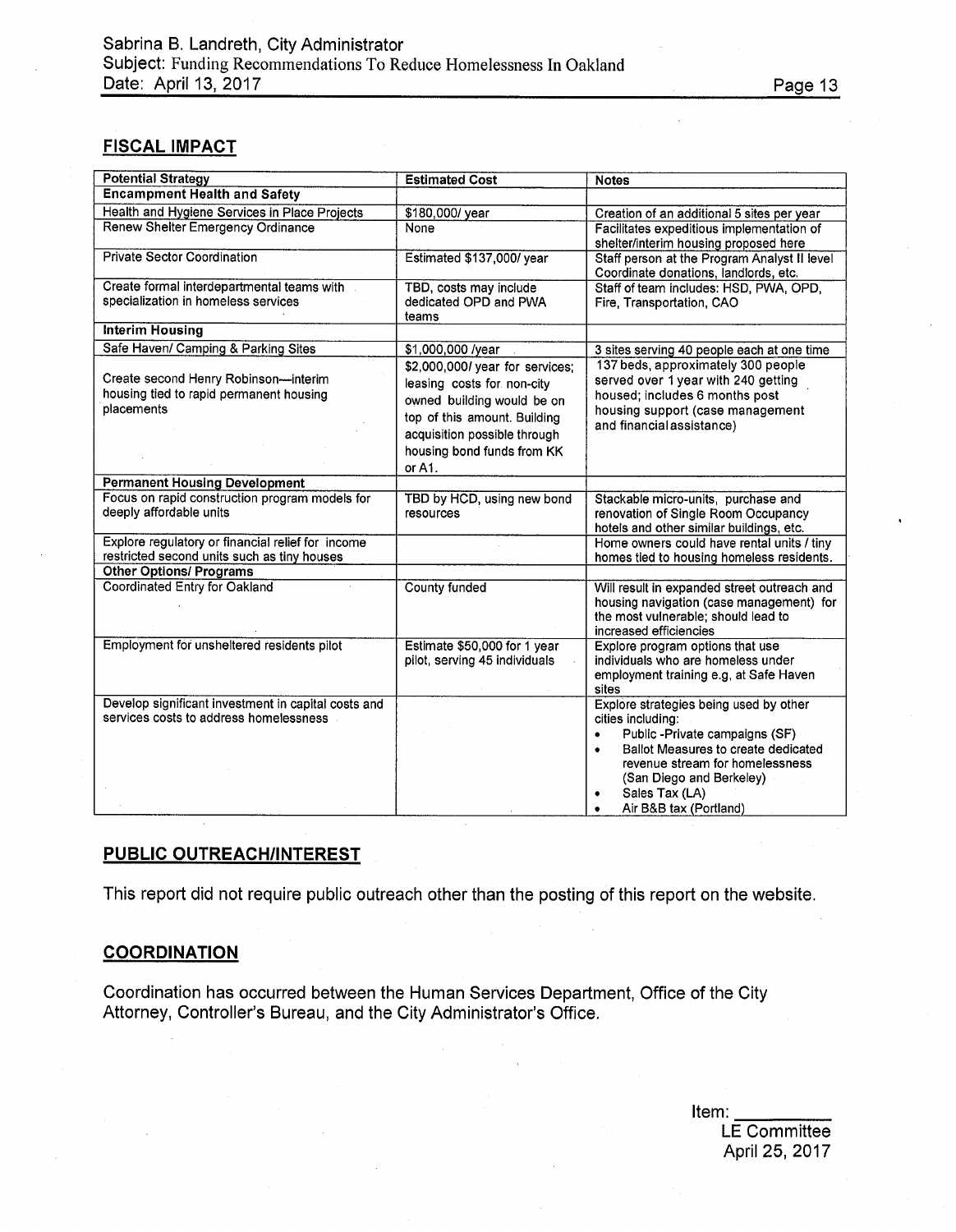## FISCAL IMPACT

| Potential Strategy | Estimated Cost | Notes |
|---|---|---|
| **Encampment Health and Safety** | | |
| Health and Hygiene Services in Place Projects | $180,000/ year | Creation of an additional 5 sites per year |
| Renew Shelter Emergency Ordinance | None | Facilitates expeditious implementation of shelter/interim housing proposed here |
| Private Sector Coordination | Estimated $137,000/ year | Staff person at the Program Analyst II level Coordinate donations, landlords, etc. |
| Create formal interdepartmental teams with specialization in homeless services | TBD, costs may include dedicated OPD and PWA teams | Staff of team includes: HSD, PWA, OPD, Fire, Transportation, CAO |
| **Interim Housing** | | |
| Safe Haven/ Camping & Parking Sites | $1,000,000 /year | 3 sites serving 40 people each at one time |
| Create second Henry Robinson—interim housing tied to rapid permanent housing placements | $2,000,000/ year for services; leasing costs for non-city owned building would be on top of this amount. Building acquisition possible through housing bond funds from KK or A1. | 137 beds, approximately 300 people served over 1 year with 240 getting housed; includes 6 months post housing support (case management and financial assistance) |
| **Permanent Housing Development** | | |
| Focus on rapid construction program models for deeply affordable units | TBD by HCD, using new bond resources | Stackable micro-units, purchase and renovation of Single Room Occupancy hotels and other similar buildings, etc. |
| Explore regulatory or financial relief for income restricted second units such as tiny houses | | Home owners could have rental units / tiny homes tied to housing homeless residents. |
| **Other Options/ Programs** | | |
| Coordinated Entry for Oakland | County funded | Will result in expanded street outreach and housing navigation (case management) for the most vulnerable; should lead to increased efficiencies |
| Employment for unsheltered residents pilot | Estimate $50,000 for 1 year pilot, serving 45 individuals | Explore program options that use individuals who are homeless under employment training e.g, at Safe Haven sites |
| Develop significant investment in capital costs and services costs to address homelessness | | Explore strategies being used by other cities including: <br>• Public -Private campaigns (SF) <br>• Ballot Measures to create dedicated revenue stream for homelessness (San Diego and Berkeley) <br>• Sales Tax (LA) <br>• Air B&B tax (Portland) |

## PUBLIC OUTREACH/INTEREST

This report did not require public outreach other than the posting of this report on the website.

## COORDINATION

Coordination has occurred between the Human Services Department, Office of the City Attorney, Controller's Bureau, and the City Administrator's Office.

Item: \_\_\_\_\_\_\_\_\_\_
LE Committee
April 25, 2017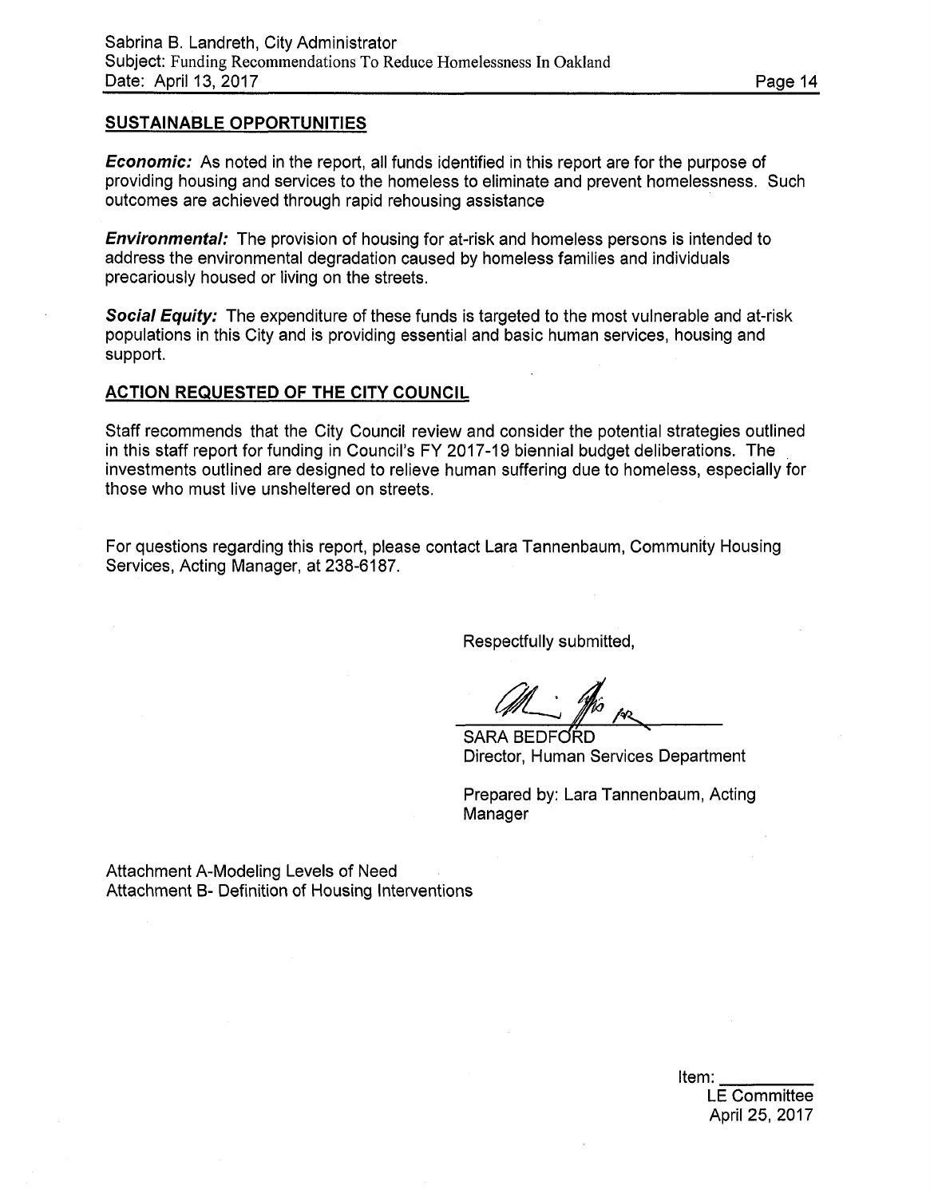## SUSTAINABLE OPPORTUNITIES

***Economic:*** As noted in the report, all funds identified in this report are for the purpose of providing housing and services to the homeless to eliminate and prevent homelessness. Such outcomes are achieved through rapid rehousing assistance

***Environmental:*** The provision of housing for at-risk and homeless persons is intended to address the environmental degradation caused by homeless families and individuals precariously housed or living on the streets.

***Social Equity:*** The expenditure of these funds is targeted to the most vulnerable and at-risk populations in this City and is providing essential and basic human services, housing and support.

## ACTION REQUESTED OF THE CITY COUNCIL

Staff recommends that the City Council review and consider the potential strategies outlined in this staff report for funding in Council's FY 2017-19 biennial budget deliberations. The investments outlined are designed to relieve human suffering due to homeless, especially for those who must live unsheltered on streets.

For questions regarding this report, please contact Lara Tannenbaum, Community Housing Services, Acting Manager, at 238-6187.

Respectfully submitted,

SARA BEDFORD
Director, Human Services Department

Prepared by: Lara Tannenbaum, Acting Manager

Attachment A-Modeling Levels of Need
Attachment B- Definition of Housing Interventions

Item: \_\_\_\_\_\_\_\_\_
LE Committee
April 25, 2017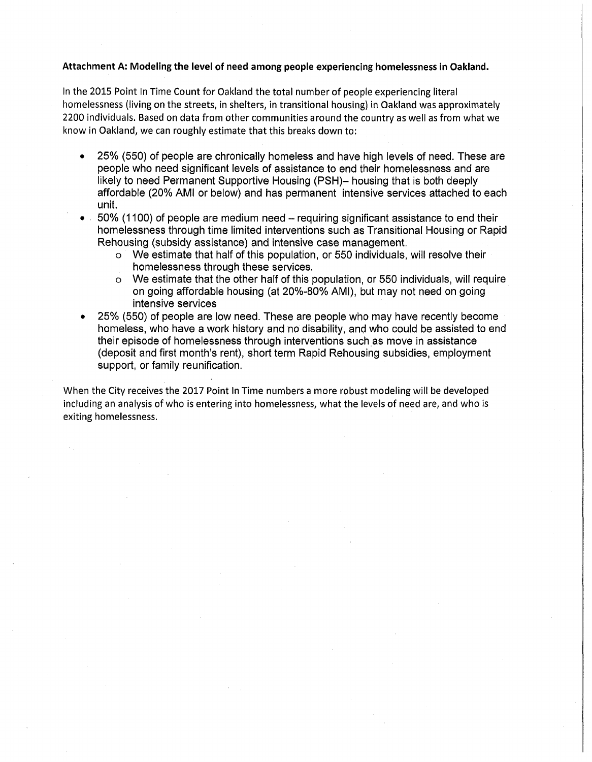**Attachment A: Modeling the level of need among people experiencing homelessness in Oakland.**

In the 2015 Point In Time Count for Oakland the total number of people experiencing literal homelessness (living on the streets, in shelters, in transitional housing) in Oakland was approximately 2200 individuals. Based on data from other communities around the country as well as from what we know in Oakland, we can roughly estimate that this breaks down to:

- 25% (550) of people are chronically homeless and have high levels of need. These are people who need significant levels of assistance to end their homelessness and are likely to need Permanent Supportive Housing (PSH)– housing that is both deeply affordable (20% AMI or below) and has permanent intensive services attached to each unit.
- 50% (1100) of people are medium need – requiring significant assistance to end their homelessness through time limited interventions such as Transitional Housing or Rapid Rehousing (subsidy assistance) and intensive case management.
    - We estimate that half of this population, or 550 individuals, will resolve their homelessness through these services.
    - We estimate that the other half of this population, or 550 individuals, will require on going affordable housing (at 20%-80% AMI), but may not need on going intensive services
- 25% (550) of people are low need. These are people who may have recently become homeless, who have a work history and no disability, and who could be assisted to end their episode of homelessness through interventions such as move in assistance (deposit and first month's rent), short term Rapid Rehousing subsidies, employment support, or family reunification.

When the City receives the 2017 Point In Time numbers a more robust modeling will be developed including an analysis of who is entering into homelessness, what the levels of need are, and who is exiting homelessness.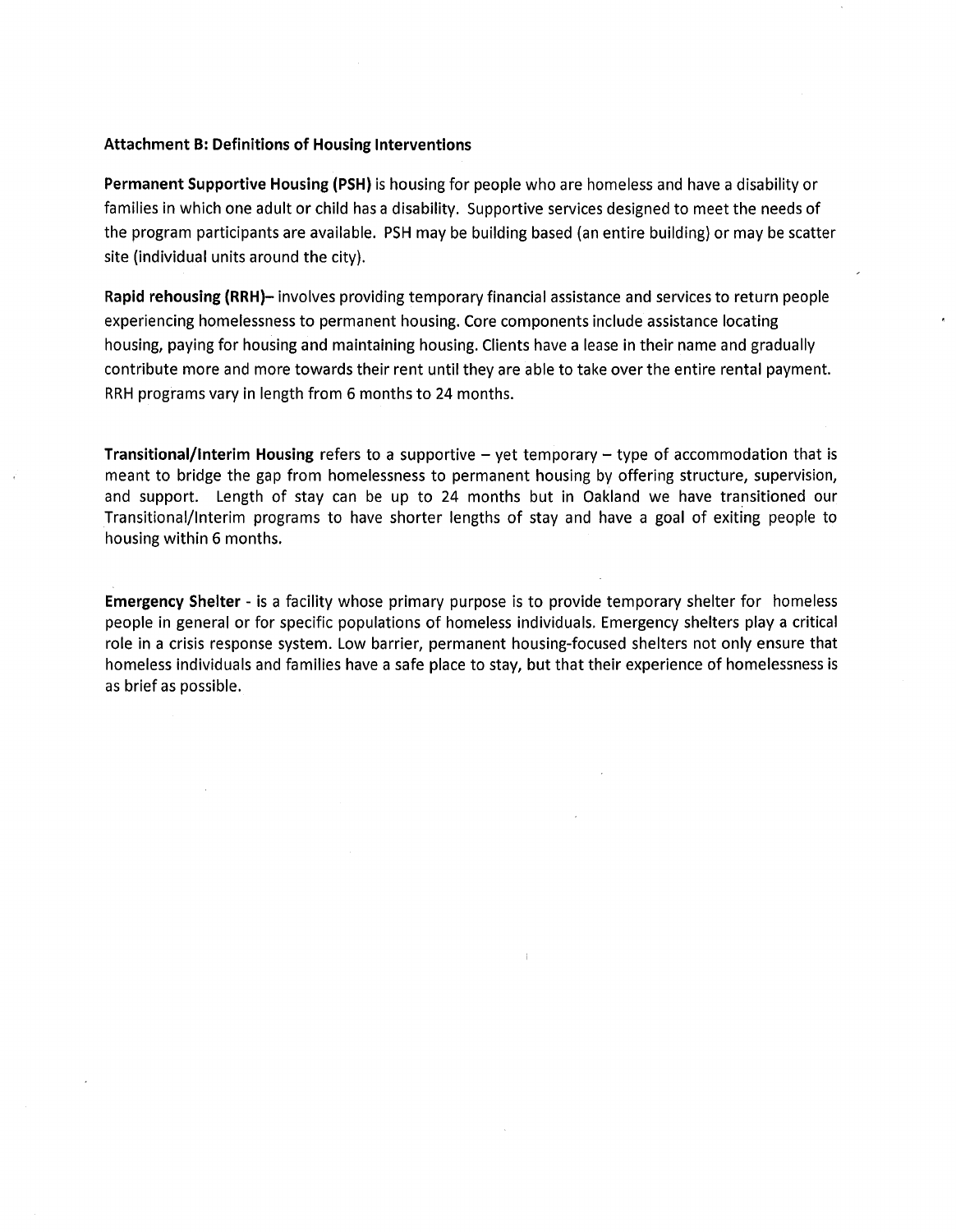**Attachment B: Definitions of Housing Interventions**

**Permanent Supportive Housing (PSH)** is housing for people who are homeless and have a disability or families in which one adult or child has a disability. Supportive services designed to meet the needs of the program participants are available. PSH may be building based (an entire building) or may be scatter site (individual units around the city).

**Rapid rehousing (RRH)–** involves providing temporary financial assistance and services to return people experiencing homelessness to permanent housing. Core components include assistance locating housing, paying for housing and maintaining housing. Clients have a lease in their name and gradually contribute more and more towards their rent until they are able to take over the entire rental payment. RRH programs vary in length from 6 months to 24 months.

**Transitional/Interim Housing** refers to a supportive – yet temporary – type of accommodation that is meant to bridge the gap from homelessness to permanent housing by offering structure, supervision, and support. Length of stay can be up to 24 months but in Oakland we have transitioned our Transitional/Interim programs to have shorter lengths of stay and have a goal of exiting people to housing within 6 months.

**Emergency Shelter** - is a facility whose primary purpose is to provide temporary shelter for homeless people in general or for specific populations of homeless individuals. Emergency shelters play a critical role in a crisis response system. Low barrier, permanent housing-focused shelters not only ensure that homeless individuals and families have a safe place to stay, but that their experience of homelessness is as brief as possible.